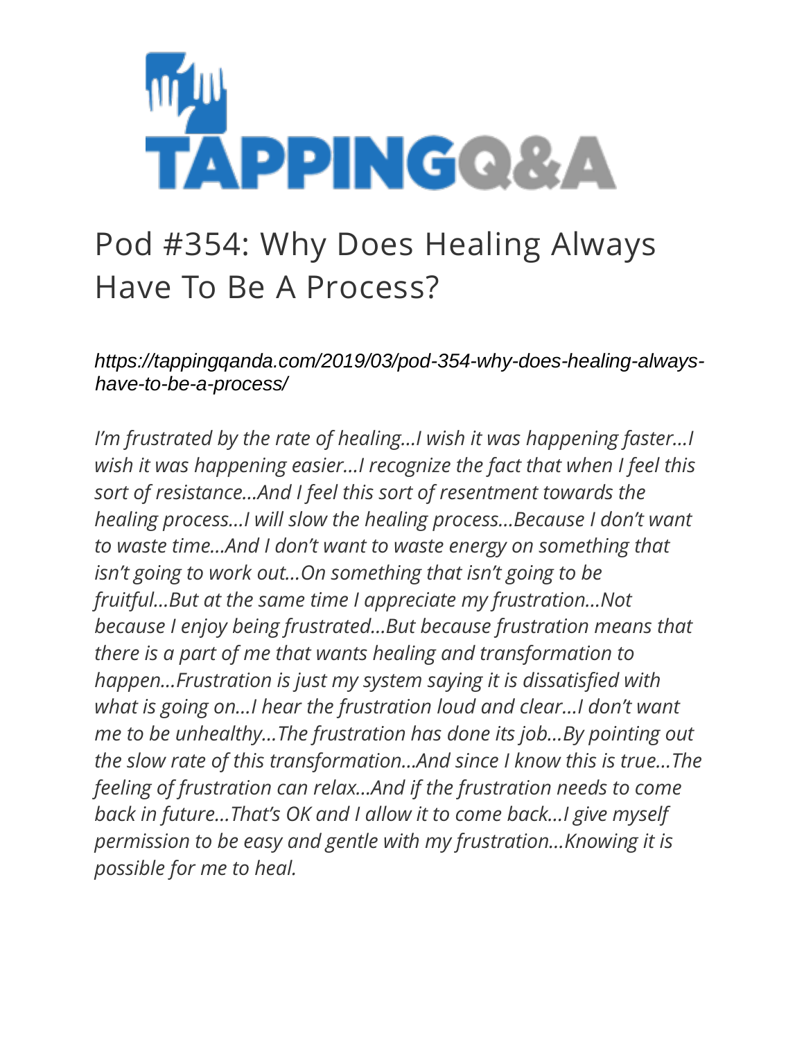TAPPINGQ&A

# Pod #354: Why Does Healing Always Have To Be A Process?

*https://tappingqanda.com/2019/03/pod-354-why-does-healing-always-have-to-be-a-process/*

*I'm frustrated by the rate of healing…I wish it was happening faster…I wish it was happening easier…I recognize the fact that when I feel this sort of resistance…And I feel this sort of resentment towards the healing process…I will slow the healing process…Because I don't want to waste time…And I don't want to waste energy on something that isn't going to work out…On something that isn't going to be fruitful…But at the same time I appreciate my frustration…Not because I enjoy being frustrated…But because frustration means that there is a part of me that wants healing and transformation to happen…Frustration is just my system saying it is dissatisfied with what is going on…I hear the frustration loud and clear…I don't want me to be unhealthy…The frustration has done its job…By pointing out the slow rate of this transformation…And since I know this is true…The feeling of frustration can relax…And if the frustration needs to come back in future…That's OK and I allow it to come back…I give myself permission to be easy and gentle with my frustration…Knowing it is possible for me to heal.*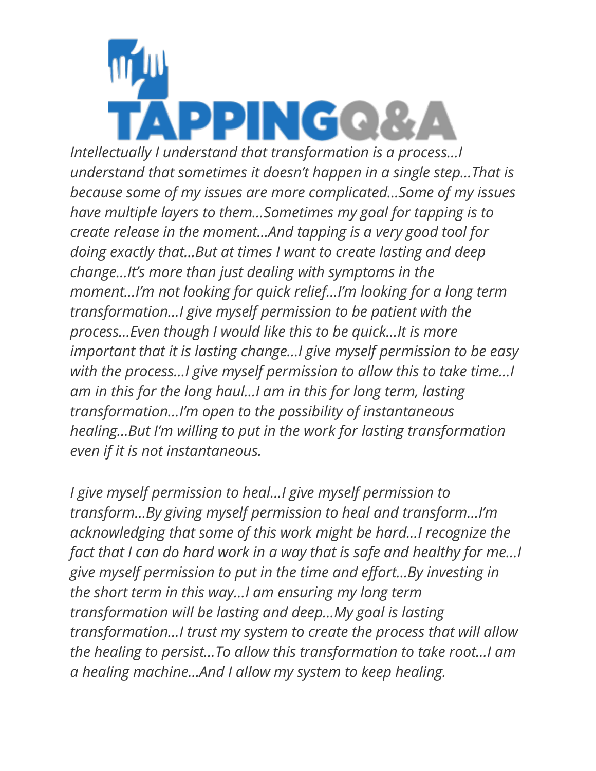*Intellectually I understand that transformation is a process…I understand that sometimes it doesn't happen in a single step…That is because some of my issues are more complicated…Some of my issues have multiple layers to them…Sometimes my goal for tapping is to create release in the moment…And tapping is a very good tool for doing exactly that…But at times I want to create lasting and deep change…It's more than just dealing with symptoms in the moment…I'm not looking for quick relief…I'm looking for a long term transformation…I give myself permission to be patient with the process…Even though I would like this to be quick…It is more important that it is lasting change…I give myself permission to be easy with the process…I give myself permission to allow this to take time…I am in this for the long haul…I am in this for long term, lasting transformation…I'm open to the possibility of instantaneous healing…But I'm willing to put in the work for lasting transformation even if it is not instantaneous.*

*I give myself permission to heal…I give myself permission to transform…By giving myself permission to heal and transform…I'm acknowledging that some of this work might be hard…I recognize the fact that I can do hard work in a way that is safe and healthy for me…I give myself permission to put in the time and effort…By investing in the short term in this way…I am ensuring my long term transformation will be lasting and deep…My goal is lasting transformation…I trust my system to create the process that will allow the healing to persist…To allow this transformation to take root…I am a healing machine…And I allow my system to keep healing.*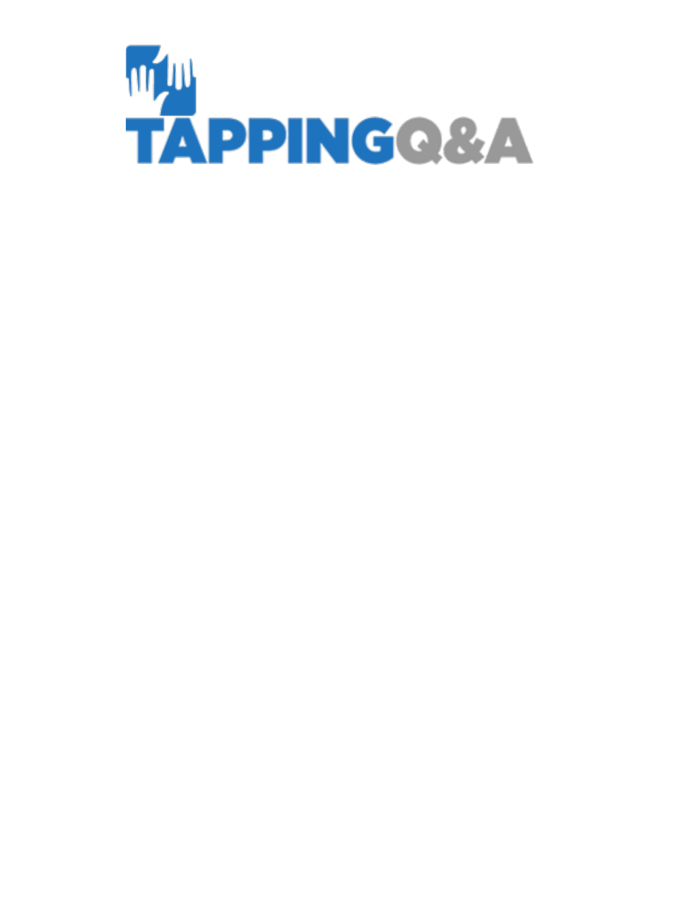TAPPINGQ&A